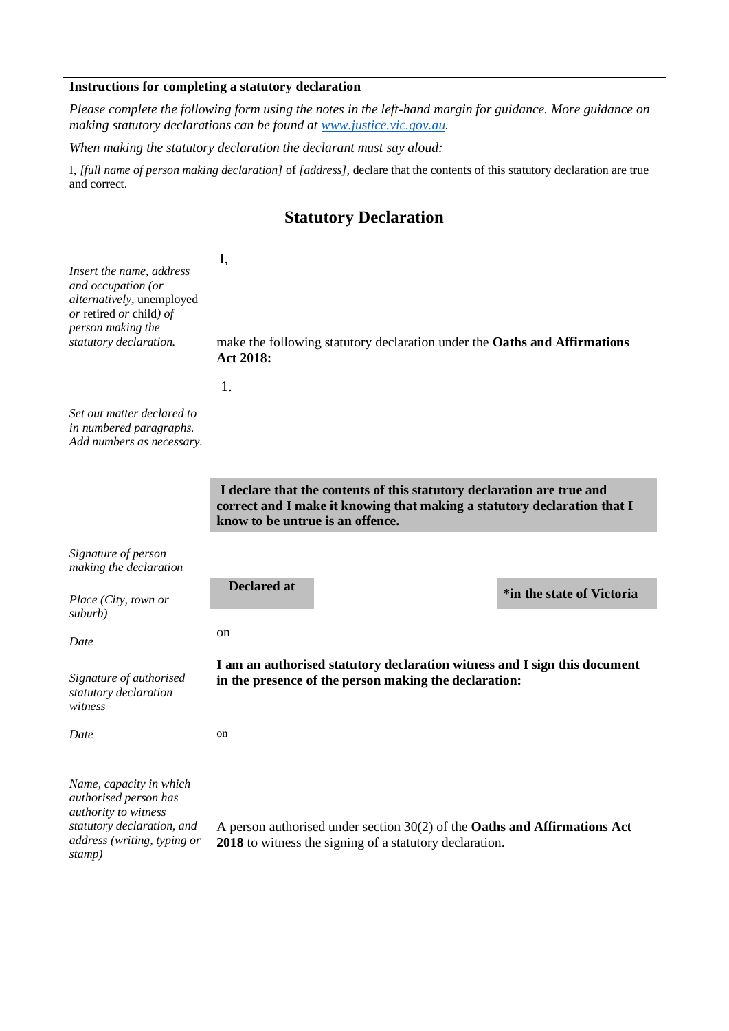**Instructions for completing a statutory declaration**

*Please complete the following form using the notes in the left-hand margin for guidance. More guidance on making statutory declarations can be found at [www.justice.vic.gov.au](http://www.justice.vic.gov.au).*

*When making the statutory declaration the declarant must say aloud:*

I, *[full name of person making declaration]* of *[address]*, declare that the contents of this statutory declaration are true and correct.

## Statutory Declaration

| | |
|---|---|
| *Insert the name, address and occupation (or alternatively,* unemployed *or* retired *or* child*) of person making the statutory declaration.* | I, <br><br> make the following statutory declaration under the **Oaths and Affirmations Act 2018:** |
| *Set out matter declared to in numbered paragraphs. Add numbers as necessary.* | 1. |
| | **I declare that the contents of this statutory declaration are true and correct and I make it knowing that making a statutory declaration that I know to be untrue is an offence.** |
| *Signature of person making the declaration* | |
| *Place (City, town or suburb)* | **Declared at** **\*in the state of Victoria** |
| *Date* | on |
| *Signature of authorised statutory declaration witness* | **I am an authorised statutory declaration witness and I sign this document in the presence of the person making the declaration:** |
| *Date* | on |
| *Name, capacity in which authorised person has authority to witness statutory declaration, and address (writing, typing or stamp)* | A person authorised under section 30(2) of the **Oaths and Affirmations Act 2018** to witness the signing of a statutory declaration. |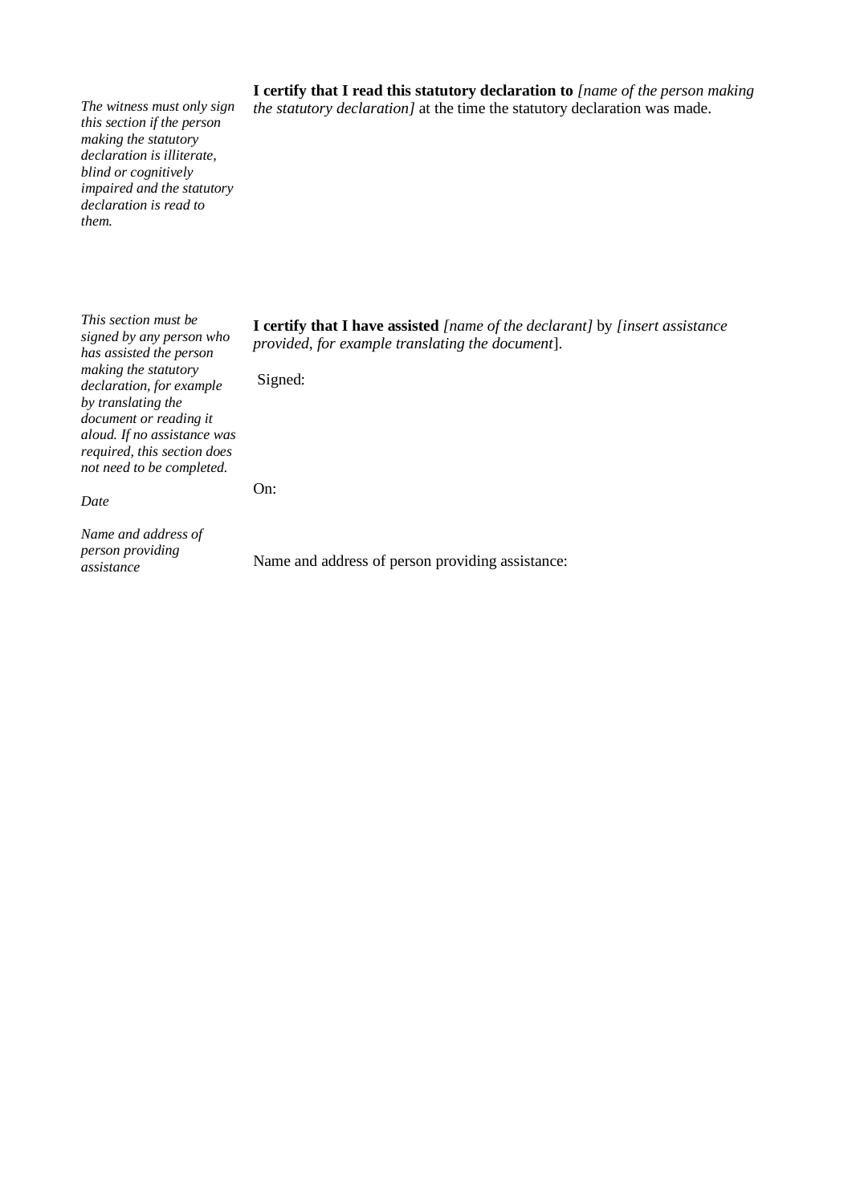*The witness must only sign this section if the person making the statutory declaration is illiterate, blind or cognitively impaired and the statutory declaration is read to them.*

**I certify that I read this statutory declaration to** *[name of the person making the statutory declaration]* at the time the statutory declaration was made.

*This section must be signed by any person who has assisted the person making the statutory declaration, for example by translating the document or reading it aloud. If no assistance was required, this section does not need to be completed.*

**I certify that I have assisted** *[name of the declarant]* by *[insert assistance provided, for example translating the document*].

Signed:

*Date*

On:

*Name and address of person providing assistance*

Name and address of person providing assistance: